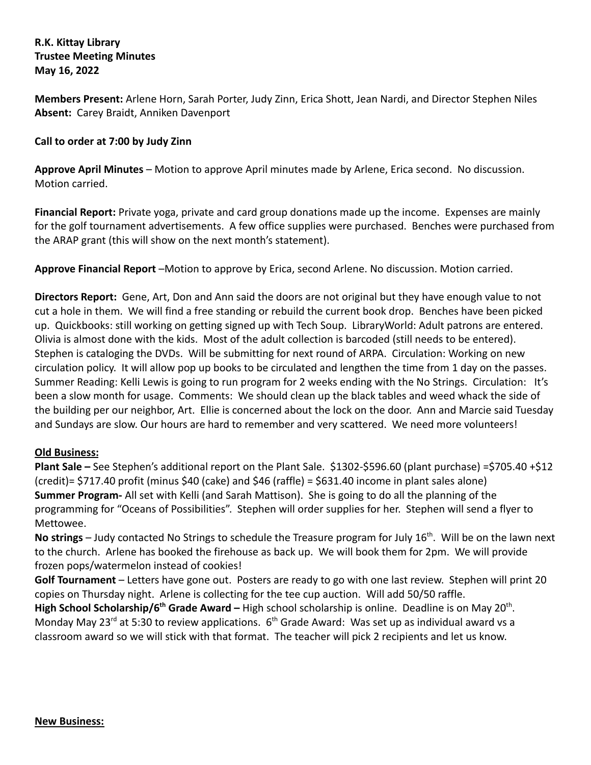**R.K. Kittay Library**
**Trustee Meeting Minutes**
**May 16, 2022**

**Members Present:** Arlene Horn, Sarah Porter, Judy Zinn, Erica Shott, Jean Nardi, and Director Stephen Niles
**Absent:** Carey Braidt, Anniken Davenport

**Call to order at 7:00 by Judy Zinn**

**Approve April Minutes** – Motion to approve April minutes made by Arlene, Erica second. No discussion. Motion carried.

**Financial Report:** Private yoga, private and card group donations made up the income. Expenses are mainly for the golf tournament advertisements. A few office supplies were purchased. Benches were purchased from the ARAP grant (this will show on the next month's statement).

**Approve Financial Report** –Motion to approve by Erica, second Arlene. No discussion. Motion carried.

**Directors Report:** Gene, Art, Don and Ann said the doors are not original but they have enough value to not cut a hole in them. We will find a free standing or rebuild the current book drop. Benches have been picked up. Quickbooks: still working on getting signed up with Tech Soup. LibraryWorld: Adult patrons are entered. Olivia is almost done with the kids. Most of the adult collection is barcoded (still needs to be entered). Stephen is cataloging the DVDs. Will be submitting for next round of ARPA. Circulation: Working on new circulation policy. It will allow pop up books to be circulated and lengthen the time from 1 day on the passes. Summer Reading: Kelli Lewis is going to run program for 2 weeks ending with the No Strings. Circulation: It's been a slow month for usage. Comments: We should clean up the black tables and weed whack the side of the building per our neighbor, Art. Ellie is concerned about the lock on the door. Ann and Marcie said Tuesday and Sundays are slow. Our hours are hard to remember and very scattered. We need more volunteers!

## Old Business:

**Plant Sale –** See Stephen's additional report on the Plant Sale. $1302-$596.60 (plant purchase) =$705.40 +$12 (credit)= $717.40 profit (minus $40 (cake) and $46 (raffle) = $631.40 income in plant sales alone)
**Summer Program-** All set with Kelli (and Sarah Mattison). She is going to do all the planning of the programming for "Oceans of Possibilities". Stephen will order supplies for her. Stephen will send a flyer to Mettowee.
**No strings** – Judy contacted No Strings to schedule the Treasure program for July 16th. Will be on the lawn next to the church. Arlene has booked the firehouse as back up. We will book them for 2pm. We will provide frozen pops/watermelon instead of cookies!
**Golf Tournament** – Letters have gone out. Posters are ready to go with one last review. Stephen will print 20 copies on Thursday night. Arlene is collecting for the tee cup auction. Will add 50/50 raffle.
**High School Scholarship/6th Grade Award –** High school scholarship is online. Deadline is on May 20th. Monday May 23rd at 5:30 to review applications. 6th Grade Award: Was set up as individual award vs a classroom award so we will stick with that format. The teacher will pick 2 recipients and let us know.

## New Business: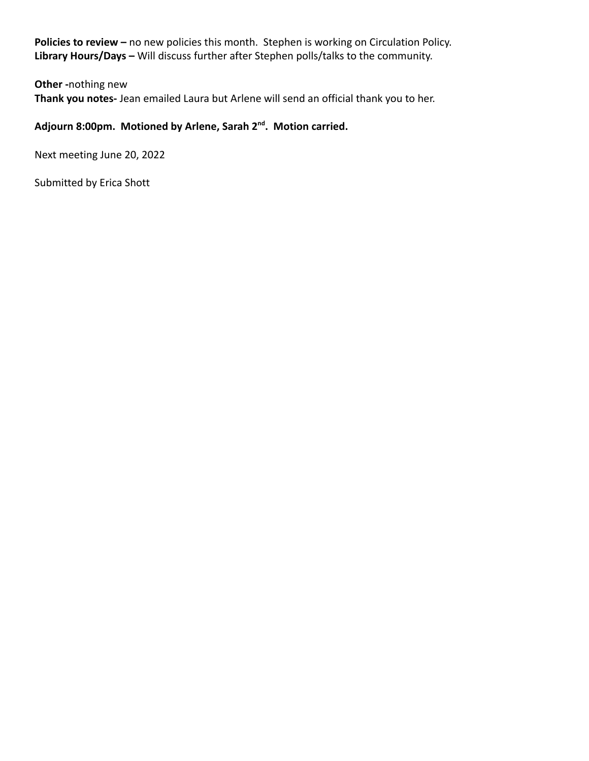**Policies to review –** no new policies this month. Stephen is working on Circulation Policy.
**Library Hours/Days –** Will discuss further after Stephen polls/talks to the community.

**Other -**nothing new
**Thank you notes-** Jean emailed Laura but Arlene will send an official thank you to her.

**Adjourn 8:00pm. Motioned by Arlene, Sarah 2nd. Motion carried.**

Next meeting June 20, 2022

Submitted by Erica Shott